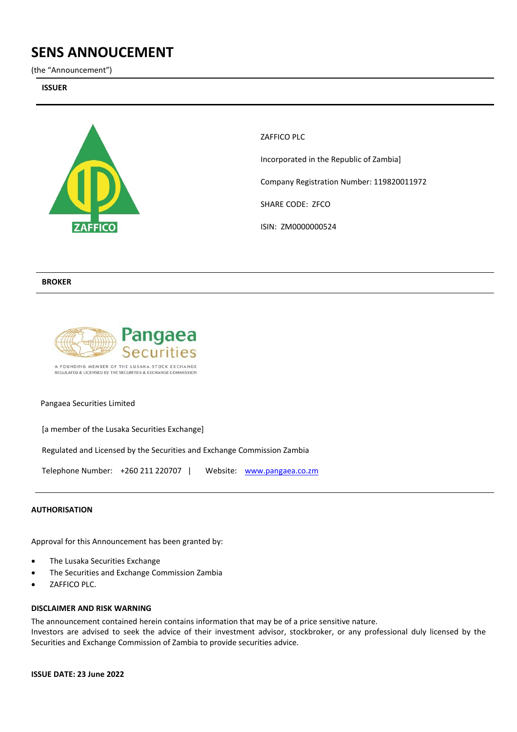# SENS ANNOUCEMENT

(the "Announcement")

**ISSUER**

ZAFFICO PLC

Incorporated in the Republic of Zambia]

Company Registration Number: 119820011972

SHARE CODE: ZFCO

ISIN: ZM0000000524

**BROKER**

Pangaea Securities Limited

[a member of the Lusaka Securities Exchange]

Regulated and Licensed by the Securities and Exchange Commission Zambia

Telephone Number: +260 211 220707 | Website: www.pangaea.co.zm

**AUTHORISATION**

Approval for this Announcement has been granted by:

- The Lusaka Securities Exchange
- The Securities and Exchange Commission Zambia
- ZAFFICO PLC.

**DISCLAIMER AND RISK WARNING**

The announcement contained herein contains information that may be of a price sensitive nature.
Investors are advised to seek the advice of their investment advisor, stockbroker, or any professional duly licensed by the Securities and Exchange Commission of Zambia to provide securities advice.

**ISSUE DATE: 23 June 2022**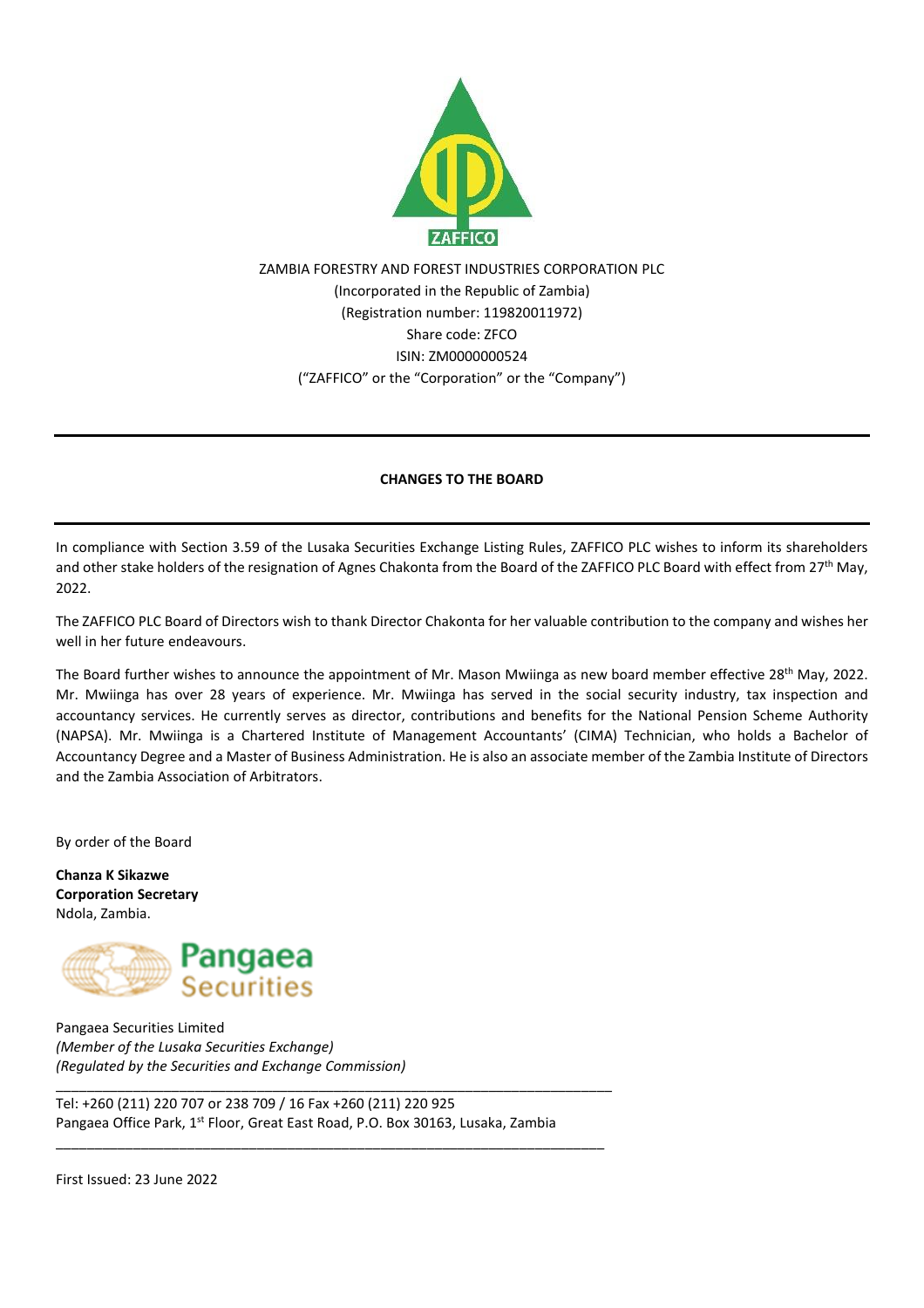ZAMBIA FORESTRY AND FOREST INDUSTRIES CORPORATION PLC
(Incorporated in the Republic of Zambia)
(Registration number: 119820011972)
Share code: ZFCO
ISIN: ZM0000000524
("ZAFFICO" or the "Corporation" or the "Company")

---

**CHANGES TO THE BOARD**

---

In compliance with Section 3.59 of the Lusaka Securities Exchange Listing Rules, ZAFFICO PLC wishes to inform its shareholders and other stake holders of the resignation of Agnes Chakonta from the Board of the ZAFFICO PLC Board with effect from 27th May, 2022.

The ZAFFICO PLC Board of Directors wish to thank Director Chakonta for her valuable contribution to the company and wishes her well in her future endeavours.

The Board further wishes to announce the appointment of Mr. Mason Mwiinga as new board member effective 28th May, 2022. Mr. Mwiinga has over 28 years of experience. Mr. Mwiinga has served in the social security industry, tax inspection and accountancy services. He currently serves as director, contributions and benefits for the National Pension Scheme Authority (NAPSA). Mr. Mwiinga is a Chartered Institute of Management Accountants' (CIMA) Technician, who holds a Bachelor of Accountancy Degree and a Master of Business Administration. He is also an associate member of the Zambia Institute of Directors and the Zambia Association of Arbitrators.

By order of the Board

**Chanza K Sikazwe**
**Corporation Secretary**
Ndola, Zambia.

Pangaea Securities

Pangaea Securities Limited
*(Member of the Lusaka Securities Exchange)*
*(Regulated by the Securities and Exchange Commission)*

---

Tel: +260 (211) 220 707 or 238 709 / 16 Fax +260 (211) 220 925
Pangaea Office Park, 1st Floor, Great East Road, P.O. Box 30163, Lusaka, Zambia

---

First Issued: 23 June 2022